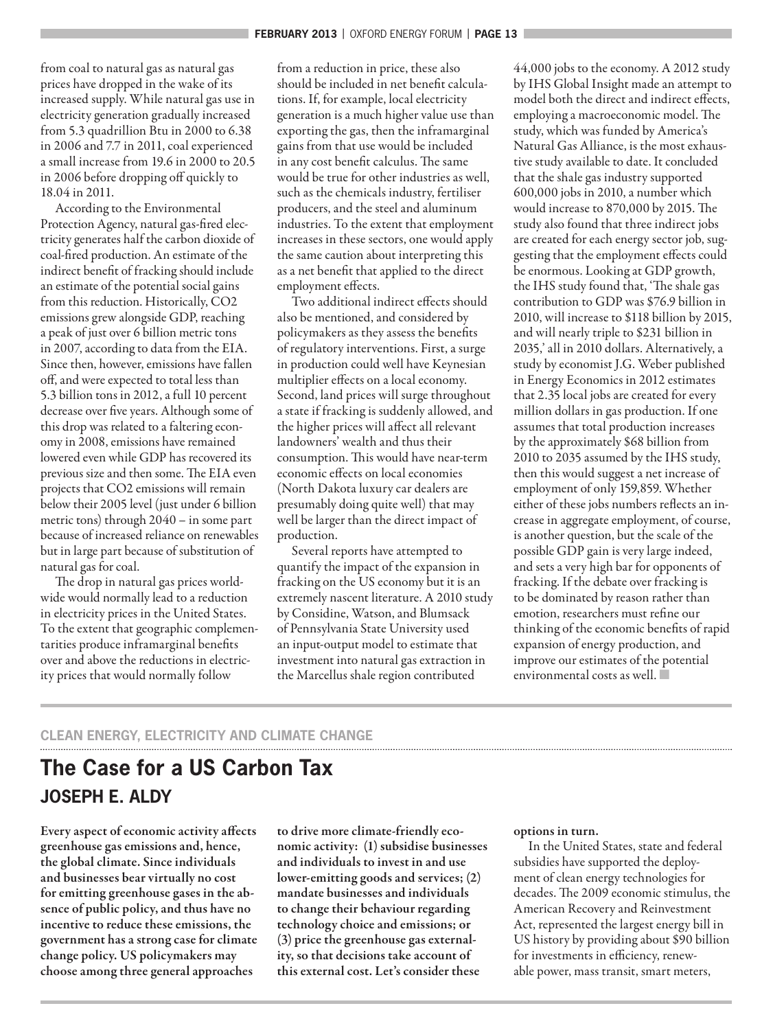from coal to natural gas as natural gas prices have dropped in the wake of its increased supply. While natural gas use in electricity generation gradually increased from 5.3 quadrillion Btu in 2000 to 6.38 in 2006 and 7.7 in 2011, coal experienced a small increase from 19.6 in 2000 to 20.5 in 2006 before dropping off quickly to 18.04 in 2011.

According to the Environmental Protection Agency, natural gas-fired electricity generates half the carbon dioxide of coal-fired production. An estimate of the indirect benefit of fracking should include an estimate of the potential social gains from this reduction. Historically, $CO_2$ emissions grew alongside GDP, reaching a peak of just over 6 billion metric tons in 2007, according to data from the EIA. Since then, however, emissions have fallen off, and were expected to total less than 5.3 billion tons in 2012, a full 10 percent decrease over five years. Although some of this drop was related to a faltering economy in 2008, emissions have remained lowered even while GDP has recovered its previous size and then some. The EIA even projects that $CO_2$ emissions will remain below their 2005 level (just under 6 billion metric tons) through 2040 – in some part because of increased reliance on renewables but in large part because of substitution of natural gas for coal.

The drop in natural gas prices worldwide would normally lead to a reduction in electricity prices in the United States. To the extent that geographic complementarities produce inframarginal benefits over and above the reductions in electricity prices that would normally follow from a reduction in price, these also should be included in net benefit calculations. If, for example, local electricity generation is a much higher value use than exporting the gas, then the inframarginal gains from that use would be included in any cost benefit calculus. The same would be true for other industries as well, such as the chemicals industry, fertiliser producers, and the steel and aluminum industries. To the extent that employment increases in these sectors, one would apply the same caution about interpreting this as a net benefit that applied to the direct employment effects.

Two additional indirect effects should also be mentioned, and considered by policymakers as they assess the benefits of regulatory interventions. First, a surge in production could well have Keynesian multiplier effects on a local economy. Second, land prices will surge throughout a state if fracking is suddenly allowed, and the higher prices will affect all relevant landowners' wealth and thus their consumption. This would have near-term economic effects on local economies (North Dakota luxury car dealers are presumably doing quite well) that may well be larger than the direct impact of production.

Several reports have attempted to quantify the impact of the expansion in fracking on the US economy but it is an extremely nascent literature. A 2010 study by Considine, Watson, and Blumsack of Pennsylvania State University used an input-output model to estimate that investment into natural gas extraction in the Marcellus shale region contributed 44,000 jobs to the economy. A 2012 study by IHS Global Insight made an attempt to model both the direct and indirect effects, employing a macroeconomic model. The study, which was funded by America's Natural Gas Alliance, is the most exhaustive study available to date. It concluded that the shale gas industry supported 600,000 jobs in 2010, a number which would increase to 870,000 by 2015. The study also found that three indirect jobs are created for each energy sector job, suggesting that the employment effects could be enormous. Looking at GDP growth, the IHS study found that, 'The shale gas contribution to GDP was $76.9 billion in 2010, will increase to $118 billion by 2015, and will nearly triple to $231 billion in 2035,' all in 2010 dollars. Alternatively, a study by economist J.G. Weber published in Energy Economics in 2012 estimates that 2.35 local jobs are created for every million dollars in gas production. If one assumes that total production increases by the approximately $68 billion from 2010 to 2035 assumed by the IHS study, then this would suggest a net increase of employment of only 159,859. Whether either of these jobs numbers reflects an increase in aggregate employment, of course, is another question, but the scale of the possible GDP gain is very large indeed, and sets a very high bar for opponents of fracking. If the debate over fracking is to be dominated by reason rather than emotion, researchers must refine our thinking of the economic benefits of rapid expansion of energy production, and improve our estimates of the potential environmental costs as well. ■

CLEAN ENERGY, ELECTRICITY AND CLIMATE CHANGE

# The Case for a US Carbon Tax

## JOSEPH E. ALDY

**Every aspect of economic activity affects greenhouse gas emissions and, hence, the global climate. Since individuals and businesses bear virtually no cost for emitting greenhouse gases in the absence of public policy, and thus have no incentive to reduce these emissions, the government has a strong case for climate change policy. US policymakers may choose among three general approaches to drive more climate-friendly economic activity: (1) subsidise businesses and individuals to invest in and use lower-emitting goods and services; (2) mandate businesses and individuals to change their behaviour regarding technology choice and emissions; or (3) price the greenhouse gas externality, so that decisions take account of this external cost. Let's consider these options in turn.**

In the United States, state and federal subsidies have supported the deployment of clean energy technologies for decades. The 2009 economic stimulus, the American Recovery and Reinvestment Act, represented the largest energy bill in US history by providing about $90 billion for investments in efficiency, renewable power, mass transit, smart meters,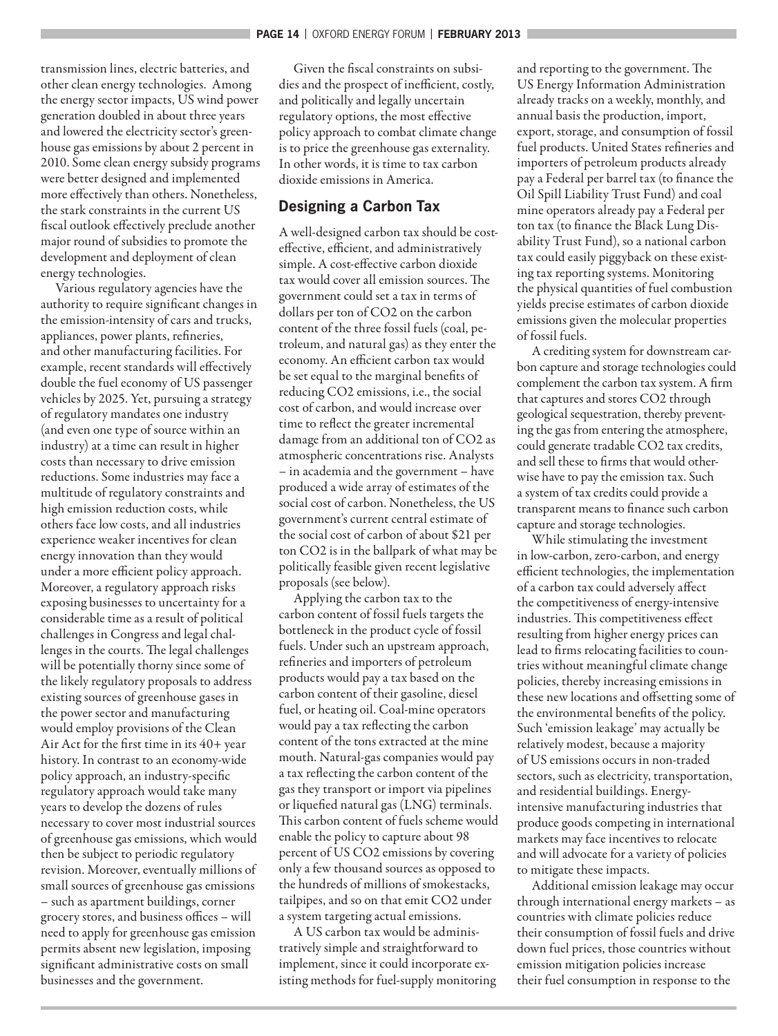transmission lines, electric batteries, and other clean energy technologies. Among the energy sector impacts, US wind power generation doubled in about three years and lowered the electricity sector's greenhouse gas emissions by about 2 percent in 2010. Some clean energy subsidy programs were better designed and implemented more effectively than others. Nonetheless, the stark constraints in the current US fiscal outlook effectively preclude another major round of subsidies to promote the development and deployment of clean energy technologies.

Various regulatory agencies have the authority to require significant changes in the emission-intensity of cars and trucks, appliances, power plants, refineries, and other manufacturing facilities. For example, recent standards will effectively double the fuel economy of US passenger vehicles by 2025. Yet, pursuing a strategy of regulatory mandates one industry (and even one type of source within an industry) at a time can result in higher costs than necessary to drive emission reductions. Some industries may face a multitude of regulatory constraints and high emission reduction costs, while others face low costs, and all industries experience weaker incentives for clean energy innovation than they would under a more efficient policy approach. Moreover, a regulatory approach risks exposing businesses to uncertainty for a considerable time as a result of political challenges in Congress and legal challenges in the courts. The legal challenges will be potentially thorny since some of the likely regulatory proposals to address existing sources of greenhouse gases in the power sector and manufacturing would employ provisions of the Clean Air Act for the first time in its 40+ year history. In contrast to an economy-wide policy approach, an industry-specific regulatory approach would take many years to develop the dozens of rules necessary to cover most industrial sources of greenhouse gas emissions, which would then be subject to periodic regulatory revision. Moreover, eventually millions of small sources of greenhouse gas emissions – such as apartment buildings, corner grocery stores, and business offices – will need to apply for greenhouse gas emission permits absent new legislation, imposing significant administrative costs on small businesses and the government.

Given the fiscal constraints on subsidies and the prospect of inefficient, costly, and politically and legally uncertain regulatory options, the most effective policy approach to combat climate change is to price the greenhouse gas externality. In other words, it is time to tax carbon dioxide emissions in America.

## Designing a Carbon Tax

A well-designed carbon tax should be cost-effective, efficient, and administratively simple. A cost-effective carbon dioxide tax would cover all emission sources. The government could set a tax in terms of dollars per ton of $CO_2$ on the carbon content of the three fossil fuels (coal, petroleum, and natural gas) as they enter the economy. An efficient carbon tax would be set equal to the marginal benefits of reducing $CO_2$ emissions, i.e., the social cost of carbon, and would increase over time to reflect the greater incremental damage from an additional ton of $CO_2$ as atmospheric concentrations rise. Analysts – in academia and the government – have produced a wide array of estimates of the social cost of carbon. Nonetheless, the US government's current central estimate of the social cost of carbon of about \$21 per ton $CO_2$ is in the ballpark of what may be politically feasible given recent legislative proposals (see below).

Applying the carbon tax to the carbon content of fossil fuels targets the bottleneck in the product cycle of fossil fuels. Under such an upstream approach, refineries and importers of petroleum products would pay a tax based on the carbon content of their gasoline, diesel fuel, or heating oil. Coal-mine operators would pay a tax reflecting the carbon content of the tons extracted at the mine mouth. Natural-gas companies would pay a tax reflecting the carbon content of the gas they transport or import via pipelines or liquefied natural gas (LNG) terminals. This carbon content of fuels scheme would enable the policy to capture about 98 percent of US $CO_2$ emissions by covering only a few thousand sources as opposed to the hundreds of millions of smokestacks, tailpipes, and so on that emit $CO_2$ under a system targeting actual emissions.

A US carbon tax would be administratively simple and straightforward to implement, since it could incorporate existing methods for fuel-supply monitoring and reporting to the government. The US Energy Information Administration already tracks on a weekly, monthly, and annual basis the production, import, export, storage, and consumption of fossil fuel products. United States refineries and importers of petroleum products already pay a Federal per barrel tax (to finance the Oil Spill Liability Trust Fund) and coal mine operators already pay a Federal per ton tax (to finance the Black Lung Disability Trust Fund), so a national carbon tax could easily piggyback on these existing tax reporting systems. Monitoring the physical quantities of fuel combustion yields precise estimates of carbon dioxide emissions given the molecular properties of fossil fuels.

A crediting system for downstream carbon capture and storage technologies could complement the carbon tax system. A firm that captures and stores $CO_2$ through geological sequestration, thereby preventing the gas from entering the atmosphere, could generate tradable $CO_2$ tax credits, and sell these to firms that would otherwise have to pay the emission tax. Such a system of tax credits could provide a transparent means to finance such carbon capture and storage technologies.

While stimulating the investment in low-carbon, zero-carbon, and energy efficient technologies, the implementation of a carbon tax could adversely affect the competitiveness of energy-intensive industries. This competitiveness effect resulting from higher energy prices can lead to firms relocating facilities to countries without meaningful climate change policies, thereby increasing emissions in these new locations and offsetting some of the environmental benefits of the policy. Such 'emission leakage' may actually be relatively modest, because a majority of US emissions occurs in non-traded sectors, such as electricity, transportation, and residential buildings. Energy-intensive manufacturing industries that produce goods competing in international markets may face incentives to relocate and will advocate for a variety of policies to mitigate these impacts.

Additional emission leakage may occur through international energy markets – as countries with climate policies reduce their consumption of fossil fuels and drive down fuel prices, those countries without emission mitigation policies increase their fuel consumption in response to the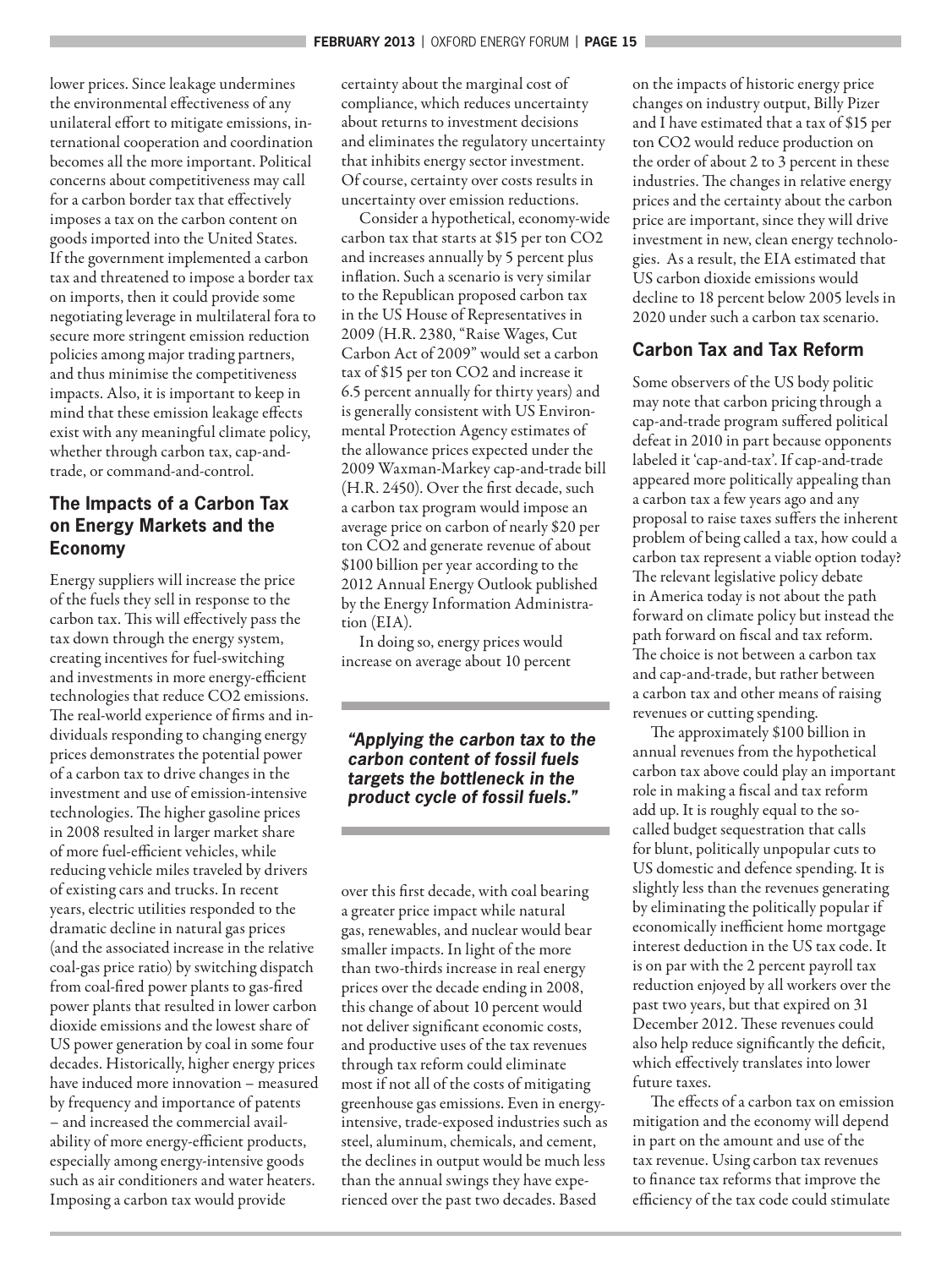lower prices. Since leakage undermines the environmental effectiveness of any unilateral effort to mitigate emissions, international cooperation and coordination becomes all the more important. Political concerns about competitiveness may call for a carbon border tax that effectively imposes a tax on the carbon content on goods imported into the United States. If the government implemented a carbon tax and threatened to impose a border tax on imports, then it could provide some negotiating leverage in multilateral fora to secure more stringent emission reduction policies among major trading partners, and thus minimise the competitiveness impacts. Also, it is important to keep in mind that these emission leakage effects exist with any meaningful climate policy, whether through carbon tax, cap-and-trade, or command-and-control.

## The Impacts of a Carbon Tax on Energy Markets and the Economy

Energy suppliers will increase the price of the fuels they sell in response to the carbon tax. This will effectively pass the tax down through the energy system, creating incentives for fuel-switching and investments in more energy-efficient technologies that reduce $CO_2$ emissions. The real-world experience of firms and individuals responding to changing energy prices demonstrates the potential power of a carbon tax to drive changes in the investment and use of emission-intensive technologies. The higher gasoline prices in 2008 resulted in larger market share of more fuel-efficient vehicles, while reducing vehicle miles traveled by drivers of existing cars and trucks. In recent years, electric utilities responded to the dramatic decline in natural gas prices (and the associated increase in the relative coal-gas price ratio) by switching dispatch from coal-fired power plants to gas-fired power plants that resulted in lower carbon dioxide emissions and the lowest share of US power generation by coal in some four decades. Historically, higher energy prices have induced more innovation – measured by frequency and importance of patents – and increased the commercial availability of more energy-efficient products, especially among energy-intensive goods such as air conditioners and water heaters. Imposing a carbon tax would provide certainty about the marginal cost of compliance, which reduces uncertainty about returns to investment decisions and eliminates the regulatory uncertainty that inhibits energy sector investment. Of course, certainty over costs results in uncertainty over emission reductions.

Consider a hypothetical, economy-wide carbon tax that starts at $15 per ton $CO_2$ and increases annually by 5 percent plus inflation. Such a scenario is very similar to the Republican proposed carbon tax in the US House of Representatives in 2009 (H.R. 2380, "Raise Wages, Cut Carbon Act of 2009" would set a carbon tax of $15 per ton $CO_2$ and increase it 6.5 percent annually for thirty years) and is generally consistent with US Environmental Protection Agency estimates of the allowance prices expected under the 2009 Waxman-Markey cap-and-trade bill (H.R. 2450). Over the first decade, such a carbon tax program would impose an average price on carbon of nearly $20 per ton $CO_2$ and generate revenue of about $100 billion per year according to the 2012 Annual Energy Outlook published by the Energy Information Administration (EIA).

In doing so, energy prices would increase on average about 10 percent over this first decade, with coal bearing a greater price impact while natural gas, renewables, and nuclear would bear smaller impacts. In light of the more than two-thirds increase in real energy prices over the decade ending in 2008, this change of about 10 percent would not deliver significant economic costs, and productive uses of the tax revenues through tax reform could eliminate most if not all of the costs of mitigating greenhouse gas emissions. Even in energy-intensive, trade-exposed industries such as steel, aluminum, chemicals, and cement, the declines in output would be much less than the annual swings they have experienced over the past two decades. Based on the impacts of historic energy price changes on industry output, Billy Pizer and I have estimated that a tax of $15 per ton $CO_2$ would reduce production on the order of about 2 to 3 percent in these industries. The changes in relative energy prices and the certainty about the carbon price are important, since they will drive investment in new, clean energy technologies. As a result, the EIA estimated that US carbon dioxide emissions would decline to 18 percent below 2005 levels in 2020 under such a carbon tax scenario.

***"Applying the carbon tax to the carbon content of fossil fuels targets the bottleneck in the product cycle of fossil fuels."***

## Carbon Tax and Tax Reform

Some observers of the US body politic may note that carbon pricing through a cap-and-trade program suffered political defeat in 2010 in part because opponents labeled it 'cap-and-tax'. If cap-and-trade appeared more politically appealing than a carbon tax a few years ago and any proposal to raise taxes suffers the inherent problem of being called a tax, how could a carbon tax represent a viable option today? The relevant legislative policy debate in America today is not about the path forward on climate policy but instead the path forward on fiscal and tax reform. The choice is not between a carbon tax and cap-and-trade, but rather between a carbon tax and other means of raising revenues or cutting spending.

The approximately $100 billion in annual revenues from the hypothetical carbon tax above could play an important role in making a fiscal and tax reform add up. It is roughly equal to the so-called budget sequestration that calls for blunt, politically unpopular cuts to US domestic and defence spending. It is slightly less than the revenues generating by eliminating the politically popular if economically inefficient home mortgage interest deduction in the US tax code. It is on par with the 2 percent payroll tax reduction enjoyed by all workers over the past two years, but that expired on 31 December 2012. These revenues could also help reduce significantly the deficit, which effectively translates into lower future taxes.

The effects of a carbon tax on emission mitigation and the economy will depend in part on the amount and use of the tax revenue. Using carbon tax revenues to finance tax reforms that improve the efficiency of the tax code could stimulate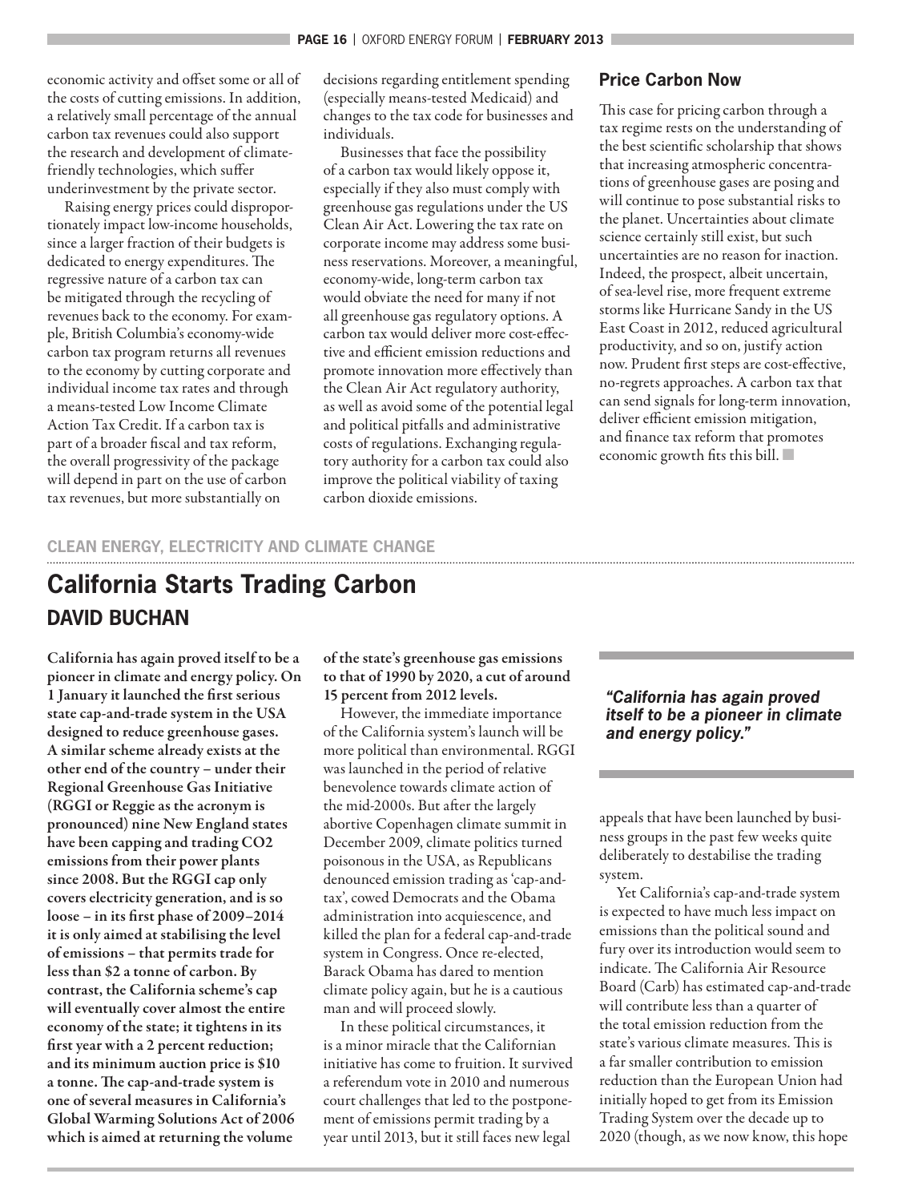economic activity and offset some or all of the costs of cutting emissions. In addition, a relatively small percentage of the annual carbon tax revenues could also support the research and development of climate-friendly technologies, which suffer underinvestment by the private sector.

Raising energy prices could disproportionately impact low-income households, since a larger fraction of their budgets is dedicated to energy expenditures. The regressive nature of a carbon tax can be mitigated through the recycling of revenues back to the economy. For example, British Columbia's economy-wide carbon tax program returns all revenues to the economy by cutting corporate and individual income tax rates and through a means-tested Low Income Climate Action Tax Credit. If a carbon tax is part of a broader fiscal and tax reform, the overall progressivity of the package will depend in part on the use of carbon tax revenues, but more substantially on decisions regarding entitlement spending (especially means-tested Medicaid) and changes to the tax code for businesses and individuals.

Businesses that face the possibility of a carbon tax would likely oppose it, especially if they also must comply with greenhouse gas regulations under the US Clean Air Act. Lowering the tax rate on corporate income may address some business reservations. Moreover, a meaningful, economy-wide, long-term carbon tax would obviate the need for many if not all greenhouse gas regulatory options. A carbon tax would deliver more cost-effective and efficient emission reductions and promote innovation more effectively than the Clean Air Act regulatory authority, as well as avoid some of the potential legal and political pitfalls and administrative costs of regulations. Exchanging regulatory authority for a carbon tax could also improve the political viability of taxing carbon dioxide emissions.

### Price Carbon Now

This case for pricing carbon through a tax regime rests on the understanding of the best scientific scholarship that shows that increasing atmospheric concentrations of greenhouse gases are posing and will continue to pose substantial risks to the planet. Uncertainties about climate science certainly still exist, but such uncertainties are no reason for inaction. Indeed, the prospect, albeit uncertain, of sea-level rise, more frequent extreme storms like Hurricane Sandy in the US East Coast in 2012, reduced agricultural productivity, and so on, justify action now. Prudent first steps are cost-effective, no-regrets approaches. A carbon tax that can send signals for long-term innovation, deliver efficient emission mitigation, and finance tax reform that promotes economic growth fits this bill. ■

CLEAN ENERGY, ELECTRICITY AND CLIMATE CHANGE

## California Starts Trading Carbon

### DAVID BUCHAN

**California has again proved itself to be a pioneer in climate and energy policy. On 1 January it launched the first serious state cap-and-trade system in the USA designed to reduce greenhouse gases. A similar scheme already exists at the other end of the country – under their Regional Greenhouse Gas Initiative (RGGI or Reggie as the acronym is pronounced) nine New England states have been capping and trading CO2 emissions from their power plants since 2008. But the RGGI cap only covers electricity generation, and is so loose – in its first phase of 2009–2014 it is only aimed at stabilising the level of emissions – that permits trade for less than $2 a tonne of carbon. By contrast, the California scheme's cap will eventually cover almost the entire economy of the state; it tightens in its first year with a 2 percent reduction; and its minimum auction price is $10 a tonne. The cap-and-trade system is one of several measures in California's Global Warming Solutions Act of 2006 which is aimed at returning the volume of the state's greenhouse gas emissions to that of 1990 by 2020, a cut of around 15 percent from 2012 levels.**

However, the immediate importance of the California system's launch will be more political than environmental. RGGI was launched in the period of relative benevolence towards climate action of the mid-2000s. But after the largely abortive Copenhagen climate summit in December 2009, climate politics turned poisonous in the USA, as Republicans denounced emission trading as 'cap-and-tax', cowed Democrats and the Obama administration into acquiescence, and killed the plan for a federal cap-and-trade system in Congress. Once re-elected, Barack Obama has dared to mention climate policy again, but he is a cautious man and will proceed slowly.

In these political circumstances, it is a minor miracle that the Californian initiative has come to fruition. It survived a referendum vote in 2010 and numerous court challenges that led to the postponement of emissions permit trading by a year until 2013, but it still faces new legal appeals that have been launched by business groups in the past few weeks quite deliberately to destabilise the trading system.

*"California has again proved itself to be a pioneer in climate and energy policy."*

Yet California's cap-and-trade system is expected to have much less impact on emissions than the political sound and fury over its introduction would seem to indicate. The California Air Resource Board (Carb) has estimated cap-and-trade will contribute less than a quarter of the total emission reduction from the state's various climate measures. This is a far smaller contribution to emission reduction than the European Union had initially hoped to get from its Emission Trading System over the decade up to 2020 (though, as we now know, this hope